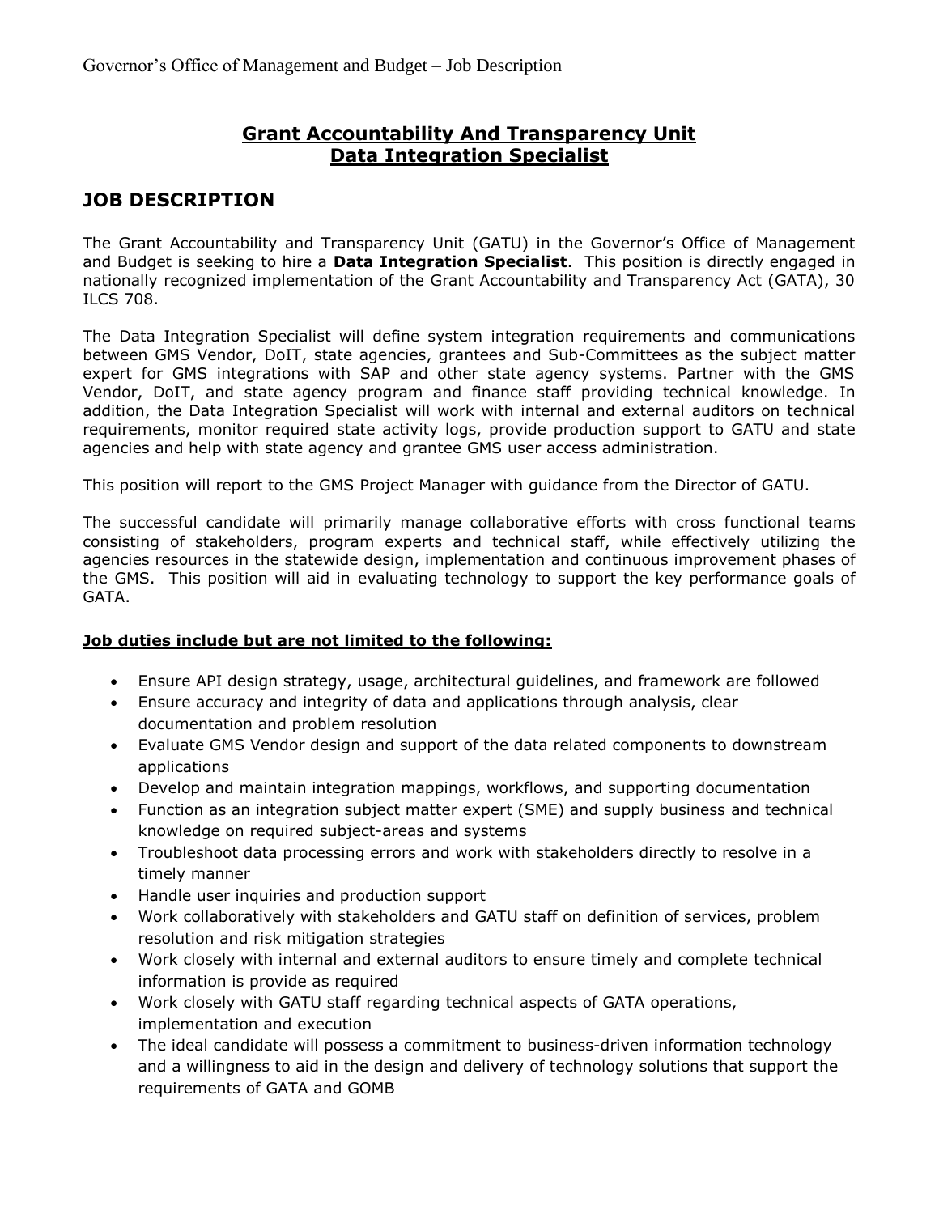# Grant Accountability And Transparency Unit
# Data Integration Specialist

## JOB DESCRIPTION

The Grant Accountability and Transparency Unit (GATU) in the Governor's Office of Management and Budget is seeking to hire a **Data Integration Specialist**. This position is directly engaged in nationally recognized implementation of the Grant Accountability and Transparency Act (GATA), 30 ILCS 708.

The Data Integration Specialist will define system integration requirements and communications between GMS Vendor, DoIT, state agencies, grantees and Sub-Committees as the subject matter expert for GMS integrations with SAP and other state agency systems. Partner with the GMS Vendor, DoIT, and state agency program and finance staff providing technical knowledge. In addition, the Data Integration Specialist will work with internal and external auditors on technical requirements, monitor required state activity logs, provide production support to GATU and state agencies and help with state agency and grantee GMS user access administration.

This position will report to the GMS Project Manager with guidance from the Director of GATU.

The successful candidate will primarily manage collaborative efforts with cross functional teams consisting of stakeholders, program experts and technical staff, while effectively utilizing the agencies resources in the statewide design, implementation and continuous improvement phases of the GMS. This position will aid in evaluating technology to support the key performance goals of GATA.

**Job duties include but are not limited to the following:**

- Ensure API design strategy, usage, architectural guidelines, and framework are followed
- Ensure accuracy and integrity of data and applications through analysis, clear documentation and problem resolution
- Evaluate GMS Vendor design and support of the data related components to downstream applications
- Develop and maintain integration mappings, workflows, and supporting documentation
- Function as an integration subject matter expert (SME) and supply business and technical knowledge on required subject-areas and systems
- Troubleshoot data processing errors and work with stakeholders directly to resolve in a timely manner
- Handle user inquiries and production support
- Work collaboratively with stakeholders and GATU staff on definition of services, problem resolution and risk mitigation strategies
- Work closely with internal and external auditors to ensure timely and complete technical information is provide as required
- Work closely with GATU staff regarding technical aspects of GATA operations, implementation and execution
- The ideal candidate will possess a commitment to business-driven information technology and a willingness to aid in the design and delivery of technology solutions that support the requirements of GATA and GOMB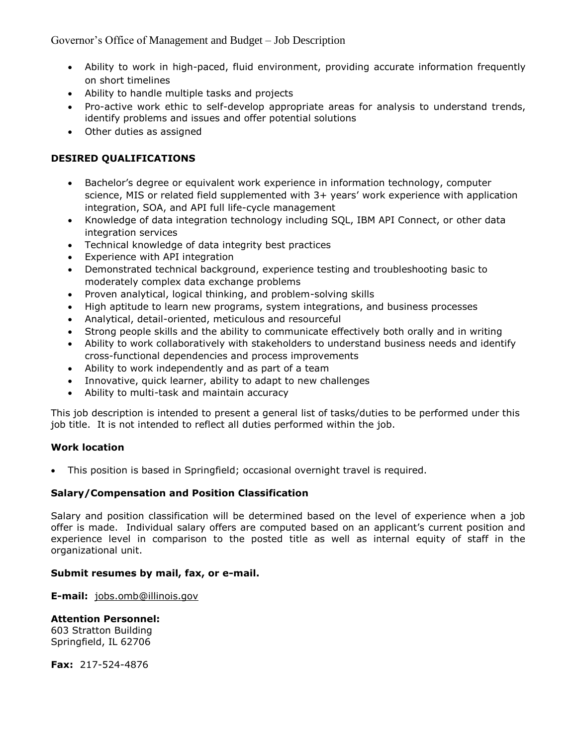- Ability to work in high-paced, fluid environment, providing accurate information frequently on short timelines
- Ability to handle multiple tasks and projects
- Pro-active work ethic to self-develop appropriate areas for analysis to understand trends, identify problems and issues and offer potential solutions
- Other duties as assigned

**DESIRED QUALIFICATIONS**

- Bachelor's degree or equivalent work experience in information technology, computer science, MIS or related field supplemented with 3+ years' work experience with application integration, SOA, and API full life-cycle management
- Knowledge of data integration technology including SQL, IBM API Connect, or other data integration services
- Technical knowledge of data integrity best practices
- Experience with API integration
- Demonstrated technical background, experience testing and troubleshooting basic to moderately complex data exchange problems
- Proven analytical, logical thinking, and problem-solving skills
- High aptitude to learn new programs, system integrations, and business processes
- Analytical, detail-oriented, meticulous and resourceful
- Strong people skills and the ability to communicate effectively both orally and in writing
- Ability to work collaboratively with stakeholders to understand business needs and identify cross-functional dependencies and process improvements
- Ability to work independently and as part of a team
- Innovative, quick learner, ability to adapt to new challenges
- Ability to multi-task and maintain accuracy

This job description is intended to present a general list of tasks/duties to be performed under this job title. It is not intended to reflect all duties performed within the job.

**Work location**

- This position is based in Springfield; occasional overnight travel is required.

**Salary/Compensation and Position Classification**

Salary and position classification will be determined based on the level of experience when a job offer is made. Individual salary offers are computed based on an applicant's current position and experience level in comparison to the posted title as well as internal equity of staff in the organizational unit.

**Submit resumes by mail, fax, or e-mail.**

**E-mail:** jobs.omb@illinois.gov

**Attention Personnel:**
603 Stratton Building
Springfield, IL 62706

**Fax:** 217-524-4876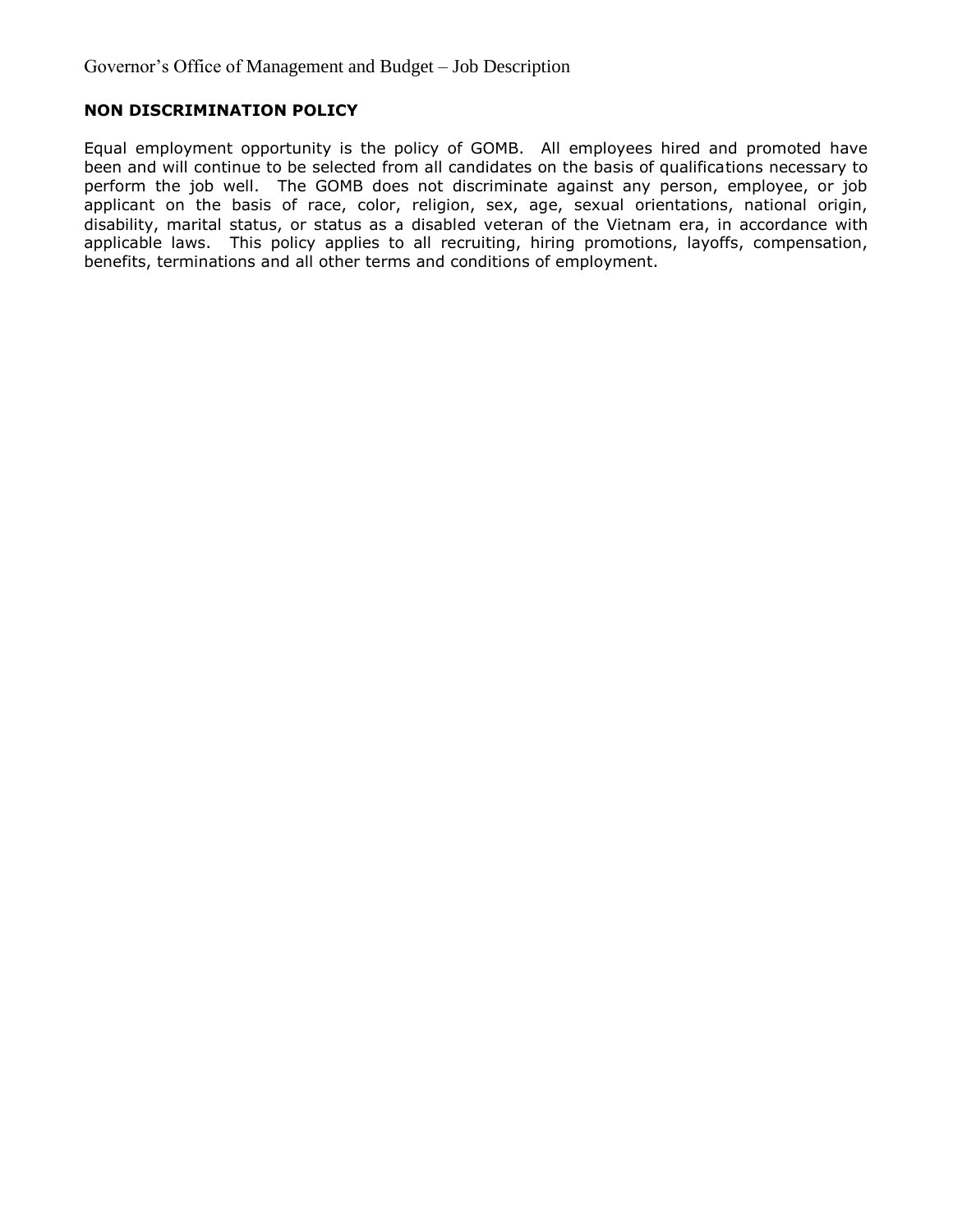## NON DISCRIMINATION POLICY

Equal employment opportunity is the policy of GOMB. All employees hired and promoted have been and will continue to be selected from all candidates on the basis of qualifications necessary to perform the job well. The GOMB does not discriminate against any person, employee, or job applicant on the basis of race, color, religion, sex, age, sexual orientations, national origin, disability, marital status, or status as a disabled veteran of the Vietnam era, in accordance with applicable laws. This policy applies to all recruiting, hiring promotions, layoffs, compensation, benefits, terminations and all other terms and conditions of employment.